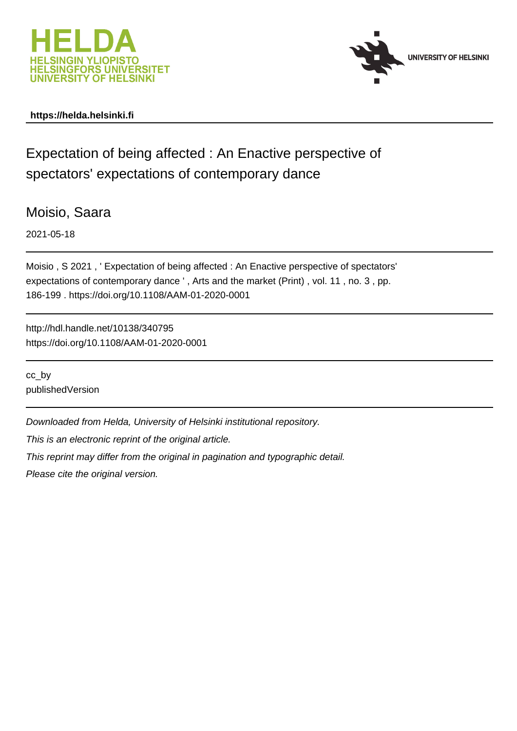https://helda.helsinki.fi

# Expectation of being affected : An Enactive perspective of spectators' expectations of contemporary dance

Moisio, Saara

2021-05-18

Moisio , S 2021 , ' Expectation of being affected : An Enactive perspective of spectators' expectations of contemporary dance ' , Arts and the market (Print) , vol. 11 , no. 3 , pp. 186-199 . https://doi.org/10.1108/AAM-01-2020-0001

http://hdl.handle.net/10138/340795
https://doi.org/10.1108/AAM-01-2020-0001

cc_by
publishedVersion

*Downloaded from Helda, University of Helsinki institutional repository.*

*This is an electronic reprint of the original article.*

*This reprint may differ from the original in pagination and typographic detail.*

*Please cite the original version.*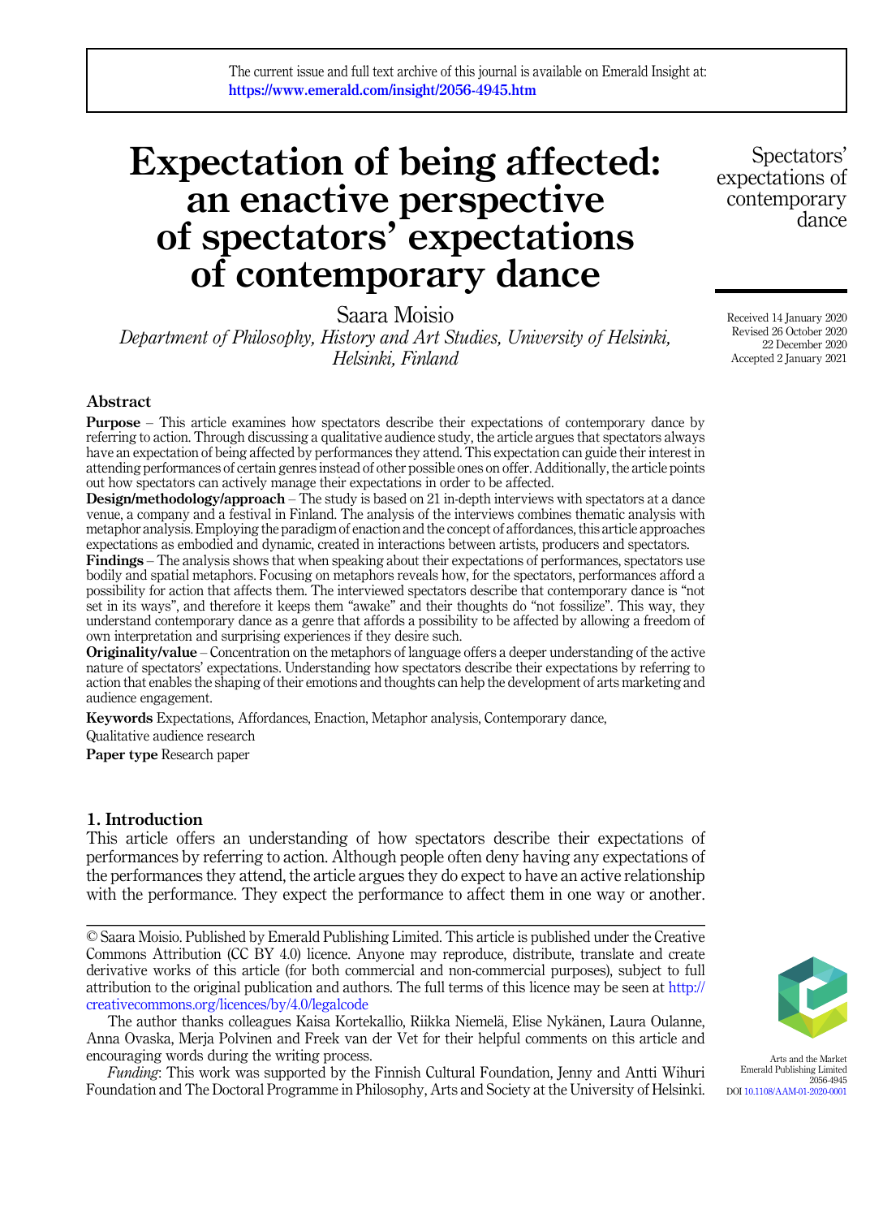# Expectation of being affected: an enactive perspective of spectators' expectations of contemporary dance

Saara Moisio

*Department of Philosophy, History and Art Studies, University of Helsinki, Helsinki, Finland*

Received 14 January 2020
Revised 26 October 2020
22 December 2020
Accepted 2 January 2021

## Abstract

**Purpose** – This article examines how spectators describe their expectations of contemporary dance by referring to action. Through discussing a qualitative audience study, the article argues that spectators always have an expectation of being affected by performances they attend. This expectation can guide their interest in attending performances of certain genres instead of other possible ones on offer. Additionally, the article points out how spectators can actively manage their expectations in order to be affected.

**Design/methodology/approach** – The study is based on 21 in-depth interviews with spectators at a dance venue, a company and a festival in Finland. The analysis of the interviews combines thematic analysis with metaphor analysis. Employing the paradigm of enaction and the concept of affordances, this article approaches expectations as embodied and dynamic, created in interactions between artists, producers and spectators.

**Findings** – The analysis shows that when speaking about their expectations of performances, spectators use bodily and spatial metaphors. Focusing on metaphors reveals how, for the spectators, performances afford a possibility for action that affects them. The interviewed spectators describe that contemporary dance is "not set in its ways", and therefore it keeps them "awake" and their thoughts do "not fossilize". This way, they understand contemporary dance as a genre that affords a possibility to be affected by allowing a freedom of own interpretation and surprising experiences if they desire such.

**Originality/value** – Concentration on the metaphors of language offers a deeper understanding of the active nature of spectators' expectations. Understanding how spectators describe their expectations by referring to action that enables the shaping of their emotions and thoughts can help the development of arts marketing and audience engagement.

**Keywords** Expectations, Affordances, Enaction, Metaphor analysis, Contemporary dance, Qualitative audience research

**Paper type** Research paper

## 1. Introduction

This article offers an understanding of how spectators describe their expectations of performances by referring to action. Although people often deny having any expectations of the performances they attend, the article argues they do expect to have an active relationship with the performance. They expect the performance to affect them in one way or another.

---

© Saara Moisio. Published by Emerald Publishing Limited. This article is published under the Creative Commons Attribution (CC BY 4.0) licence. Anyone may reproduce, distribute, translate and create derivative works of this article (for both commercial and non-commercial purposes), subject to full attribution to the original publication and authors. The full terms of this licence may be seen at http://creativecommons.org/licences/by/4.0/legalcode

The author thanks colleagues Kaisa Kortekallio, Riikka Niemelä, Elise Nykänen, Laura Oulanne, Anna Ovaska, Merja Polvinen and Freek van der Vet for their helpful comments on this article and encouraging words during the writing process.

*Funding*: This work was supported by the Finnish Cultural Foundation, Jenny and Antti Wihuri Foundation and The Doctoral Programme in Philosophy, Arts and Society at the University of Helsinki.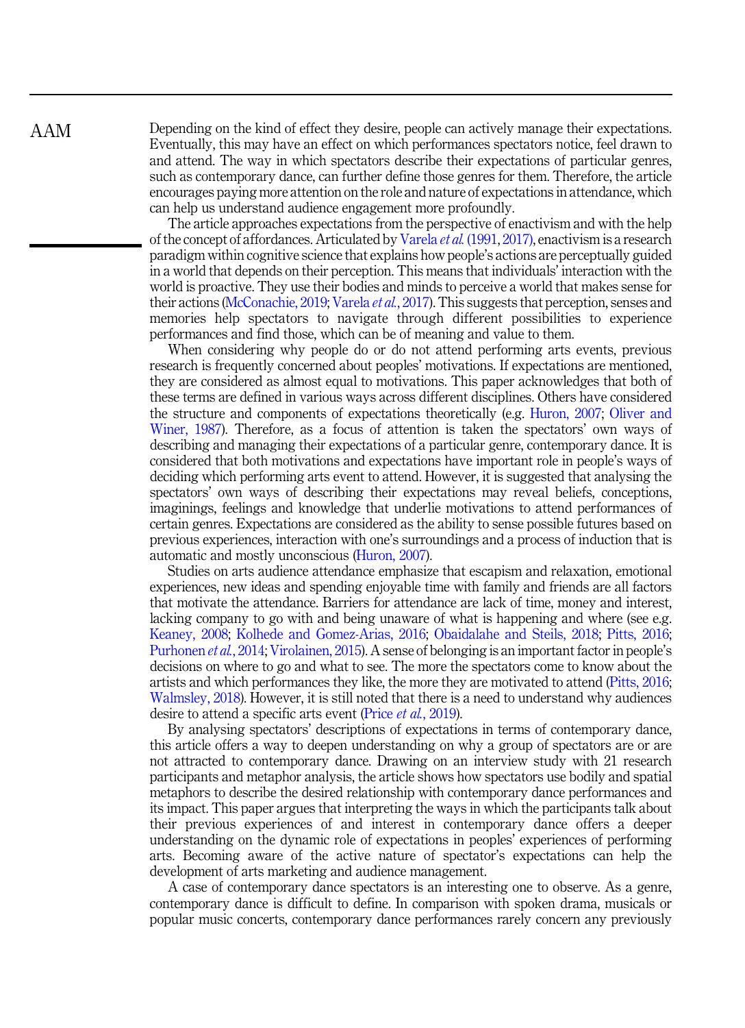Depending on the kind of effect they desire, people can actively manage their expectations. Eventually, this may have an effect on which performances spectators notice, feel drawn to and attend. The way in which spectators describe their expectations of particular genres, such as contemporary dance, can further define those genres for them. Therefore, the article encourages paying more attention on the role and nature of expectations in attendance, which can help us understand audience engagement more profoundly.

The article approaches expectations from the perspective of enactivism and with the help of the concept of affordances. Articulated by Varela *et al.* (1991, 2017), enactivism is a research paradigm within cognitive science that explains how people's actions are perceptually guided in a world that depends on their perception. This means that individuals' interaction with the world is proactive. They use their bodies and minds to perceive a world that makes sense for their actions (McConachie, 2019; Varela *et al.*, 2017). This suggests that perception, senses and memories help spectators to navigate through different possibilities to experience performances and find those, which can be of meaning and value to them.

When considering why people do or do not attend performing arts events, previous research is frequently concerned about peoples' motivations. If expectations are mentioned, they are considered as almost equal to motivations. This paper acknowledges that both of these terms are defined in various ways across different disciplines. Others have considered the structure and components of expectations theoretically (e.g. Huron, 2007; Oliver and Winer, 1987). Therefore, as a focus of attention is taken the spectators' own ways of describing and managing their expectations of a particular genre, contemporary dance. It is considered that both motivations and expectations have important role in people's ways of deciding which performing arts event to attend. However, it is suggested that analysing the spectators' own ways of describing their expectations may reveal beliefs, conceptions, imaginings, feelings and knowledge that underlie motivations to attend performances of certain genres. Expectations are considered as the ability to sense possible futures based on previous experiences, interaction with one's surroundings and a process of induction that is automatic and mostly unconscious (Huron, 2007).

Studies on arts audience attendance emphasize that escapism and relaxation, emotional experiences, new ideas and spending enjoyable time with family and friends are all factors that motivate the attendance. Barriers for attendance are lack of time, money and interest, lacking company to go with and being unaware of what is happening and where (see e.g. Keaney, 2008; Kolhede and Gomez-Arias, 2016; Obaidalahe and Steils, 2018; Pitts, 2016; Purhonen *et al.*, 2014; Virolainen, 2015). A sense of belonging is an important factor in people's decisions on where to go and what to see. The more the spectators come to know about the artists and which performances they like, the more they are motivated to attend (Pitts, 2016; Walmsley, 2018). However, it is still noted that there is a need to understand why audiences desire to attend a specific arts event (Price *et al.*, 2019).

By analysing spectators' descriptions of expectations in terms of contemporary dance, this article offers a way to deepen understanding on why a group of spectators are or are not attracted to contemporary dance. Drawing on an interview study with 21 research participants and metaphor analysis, the article shows how spectators use bodily and spatial metaphors to describe the desired relationship with contemporary dance performances and its impact. This paper argues that interpreting the ways in which the participants talk about their previous experiences of and interest in contemporary dance offers a deeper understanding on the dynamic role of expectations in peoples' experiences of performing arts. Becoming aware of the active nature of spectator's expectations can help the development of arts marketing and audience management.

A case of contemporary dance spectators is an interesting one to observe. As a genre, contemporary dance is difficult to define. In comparison with spoken drama, musicals or popular music concerts, contemporary dance performances rarely concern any previously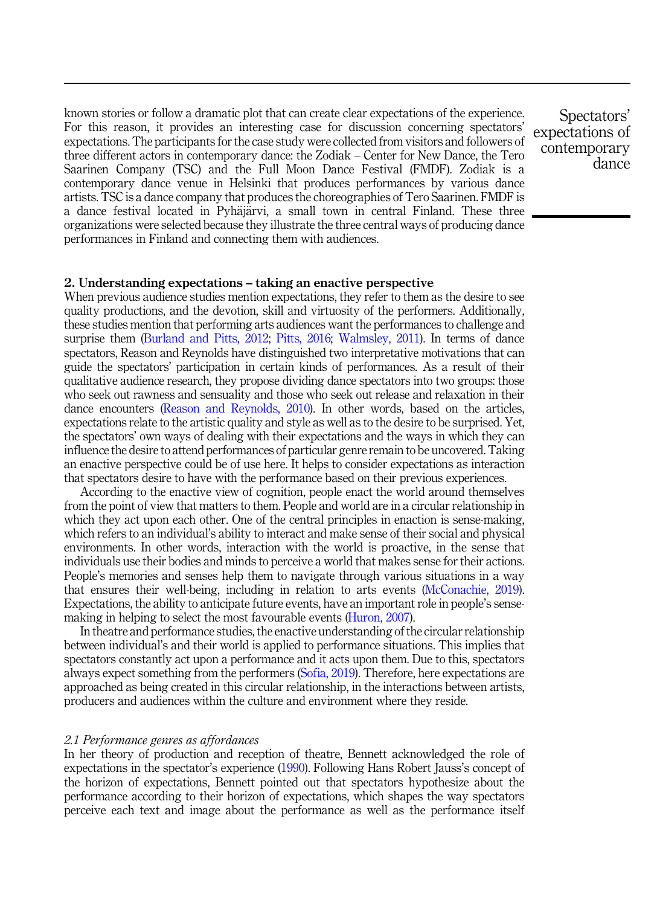known stories or follow a dramatic plot that can create clear expectations of the experience. For this reason, it provides an interesting case for discussion concerning spectators' expectations. The participants for the case study were collected from visitors and followers of three different actors in contemporary dance: the Zodiak – Center for New Dance, the Tero Saarinen Company (TSC) and the Full Moon Dance Festival (FMDF). Zodiak is a contemporary dance venue in Helsinki that produces performances by various dance artists. TSC is a dance company that produces the choreographies of Tero Saarinen. FMDF is a dance festival located in Pyhäjärvi, a small town in central Finland. These three organizations were selected because they illustrate the three central ways of producing dance performances in Finland and connecting them with audiences.

## 2. Understanding expectations – taking an enactive perspective

When previous audience studies mention expectations, they refer to them as the desire to see quality productions, and the devotion, skill and virtuosity of the performers. Additionally, these studies mention that performing arts audiences want the performances to challenge and surprise them (Burland and Pitts, 2012; Pitts, 2016; Walmsley, 2011). In terms of dance spectators, Reason and Reynolds have distinguished two interpretative motivations that can guide the spectators' participation in certain kinds of performances. As a result of their qualitative audience research, they propose dividing dance spectators into two groups: those who seek out rawness and sensuality and those who seek out release and relaxation in their dance encounters (Reason and Reynolds, 2010). In other words, based on the articles, expectations relate to the artistic quality and style as well as to the desire to be surprised. Yet, the spectators' own ways of dealing with their expectations and the ways in which they can influence the desire to attend performances of particular genre remain to be uncovered. Taking an enactive perspective could be of use here. It helps to consider expectations as interaction that spectators desire to have with the performance based on their previous experiences.

According to the enactive view of cognition, people enact the world around themselves from the point of view that matters to them. People and world are in a circular relationship in which they act upon each other. One of the central principles in enaction is sense-making, which refers to an individual's ability to interact and make sense of their social and physical environments. In other words, interaction with the world is proactive, in the sense that individuals use their bodies and minds to perceive a world that makes sense for their actions. People's memories and senses help them to navigate through various situations in a way that ensures their well-being, including in relation to arts events (McConachie, 2019). Expectations, the ability to anticipate future events, have an important role in people's sense-making in helping to select the most favourable events (Huron, 2007).

In theatre and performance studies, the enactive understanding of the circular relationship between individual's and their world is applied to performance situations. This implies that spectators constantly act upon a performance and it acts upon them. Due to this, spectators always expect something from the performers (Sofia, 2019). Therefore, here expectations are approached as being created in this circular relationship, in the interactions between artists, producers and audiences within the culture and environment where they reside.

### *2.1 Performance genres as affordances*

In her theory of production and reception of theatre, Bennett acknowledged the role of expectations in the spectator's experience (1990). Following Hans Robert Jauss's concept of the horizon of expectations, Bennett pointed out that spectators hypothesize about the performance according to their horizon of expectations, which shapes the way spectators perceive each text and image about the performance as well as the performance itself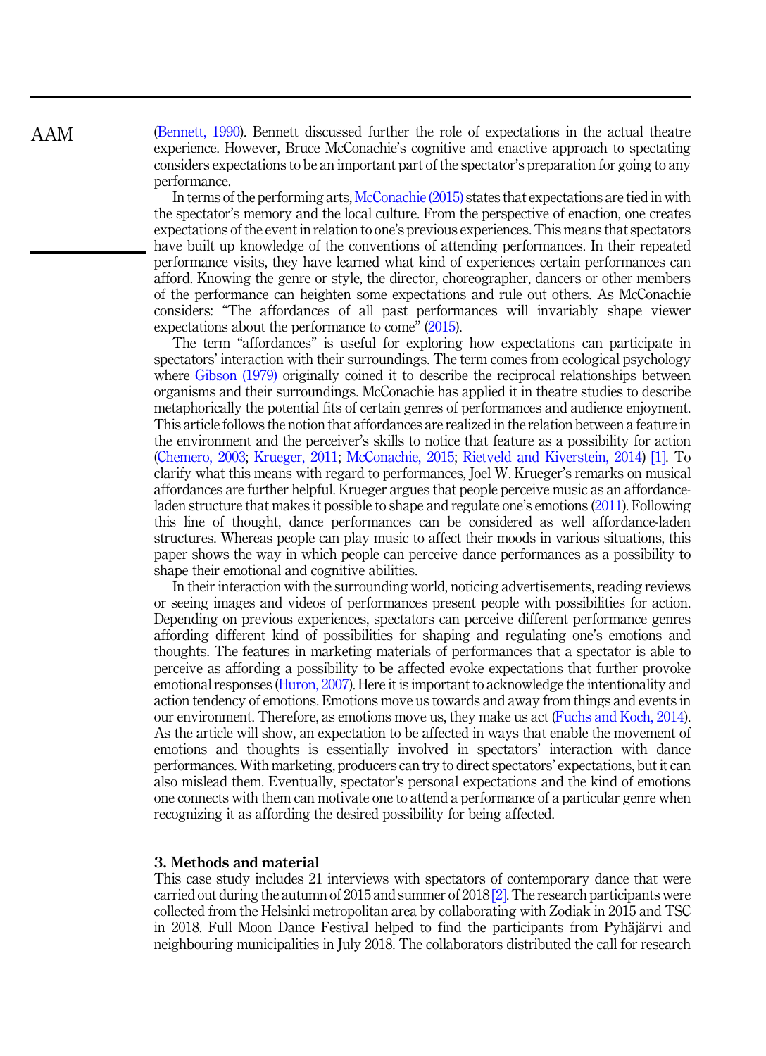(Bennett, 1990). Bennett discussed further the role of expectations in the actual theatre experience. However, Bruce McConachie's cognitive and enactive approach to spectating considers expectations to be an important part of the spectator's preparation for going to any performance.

In terms of the performing arts, McConachie (2015) states that expectations are tied in with the spectator's memory and the local culture. From the perspective of enaction, one creates expectations of the event in relation to one's previous experiences. This means that spectators have built up knowledge of the conventions of attending performances. In their repeated performance visits, they have learned what kind of experiences certain performances can afford. Knowing the genre or style, the director, choreographer, dancers or other members of the performance can heighten some expectations and rule out others. As McConachie considers: "The affordances of all past performances will invariably shape viewer expectations about the performance to come" (2015).

The term "affordances" is useful for exploring how expectations can participate in spectators' interaction with their surroundings. The term comes from ecological psychology where Gibson (1979) originally coined it to describe the reciprocal relationships between organisms and their surroundings. McConachie has applied it in theatre studies to describe metaphorically the potential fits of certain genres of performances and audience enjoyment. This article follows the notion that affordances are realized in the relation between a feature in the environment and the perceiver's skills to notice that feature as a possibility for action (Chemero, 2003; Krueger, 2011; McConachie, 2015; Rietveld and Kiverstein, 2014) [1]. To clarify what this means with regard to performances, Joel W. Krueger's remarks on musical affordances are further helpful. Krueger argues that people perceive music as an affordance-laden structure that makes it possible to shape and regulate one's emotions (2011). Following this line of thought, dance performances can be considered as well affordance-laden structures. Whereas people can play music to affect their moods in various situations, this paper shows the way in which people can perceive dance performances as a possibility to shape their emotional and cognitive abilities.

In their interaction with the surrounding world, noticing advertisements, reading reviews or seeing images and videos of performances present people with possibilities for action. Depending on previous experiences, spectators can perceive different performance genres affording different kind of possibilities for shaping and regulating one's emotions and thoughts. The features in marketing materials of performances that a spectator is able to perceive as affording a possibility to be affected evoke expectations that further provoke emotional responses (Huron, 2007). Here it is important to acknowledge the intentionality and action tendency of emotions. Emotions move us towards and away from things and events in our environment. Therefore, as emotions move us, they make us act (Fuchs and Koch, 2014). As the article will show, an expectation to be affected in ways that enable the movement of emotions and thoughts is essentially involved in spectators' interaction with dance performances. With marketing, producers can try to direct spectators' expectations, but it can also mislead them. Eventually, spectator's personal expectations and the kind of emotions one connects with them can motivate one to attend a performance of a particular genre when recognizing it as affording the desired possibility for being affected.

## 3. Methods and material

This case study includes 21 interviews with spectators of contemporary dance that were carried out during the autumn of 2015 and summer of 2018 [2]. The research participants were collected from the Helsinki metropolitan area by collaborating with Zodiak in 2015 and TSC in 2018. Full Moon Dance Festival helped to find the participants from Pyhäjärvi and neighbouring municipalities in July 2018. The collaborators distributed the call for research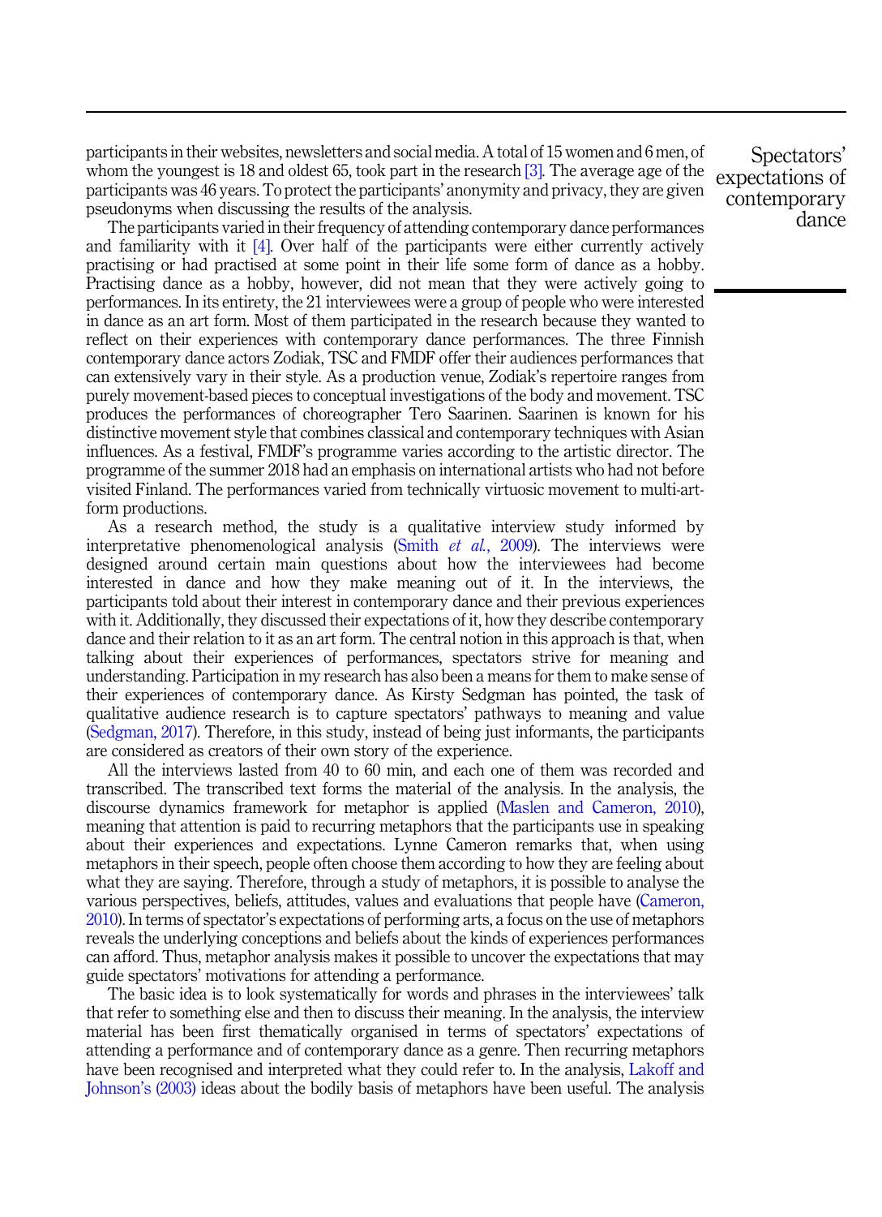participants in their websites, newsletters and social media. A total of 15 women and 6 men, of whom the youngest is 18 and oldest 65, took part in the research [3]. The average age of the participants was 46 years. To protect the participants' anonymity and privacy, they are given pseudonyms when discussing the results of the analysis.

The participants varied in their frequency of attending contemporary dance performances and familiarity with it [4]. Over half of the participants were either currently actively practising or had practised at some point in their life some form of dance as a hobby. Practising dance as a hobby, however, did not mean that they were actively going to performances. In its entirety, the 21 interviewees were a group of people who were interested in dance as an art form. Most of them participated in the research because they wanted to reflect on their experiences with contemporary dance performances. The three Finnish contemporary dance actors Zodiak, TSC and FMDF offer their audiences performances that can extensively vary in their style. As a production venue, Zodiak's repertoire ranges from purely movement-based pieces to conceptual investigations of the body and movement. TSC produces the performances of choreographer Tero Saarinen. Saarinen is known for his distinctive movement style that combines classical and contemporary techniques with Asian influences. As a festival, FMDF's programme varies according to the artistic director. The programme of the summer 2018 had an emphasis on international artists who had not before visited Finland. The performances varied from technically virtuosic movement to multi-art-form productions.

As a research method, the study is a qualitative interview study informed by interpretative phenomenological analysis (Smith *et al.*, 2009). The interviews were designed around certain main questions about how the interviewees had become interested in dance and how they make meaning out of it. In the interviews, the participants told about their interest in contemporary dance and their previous experiences with it. Additionally, they discussed their expectations of it, how they describe contemporary dance and their relation to it as an art form. The central notion in this approach is that, when talking about their experiences of performances, spectators strive for meaning and understanding. Participation in my research has also been a means for them to make sense of their experiences of contemporary dance. As Kirsty Sedgman has pointed, the task of qualitative audience research is to capture spectators' pathways to meaning and value (Sedgman, 2017). Therefore, in this study, instead of being just informants, the participants are considered as creators of their own story of the experience.

All the interviews lasted from 40 to 60 min, and each one of them was recorded and transcribed. The transcribed text forms the material of the analysis. In the analysis, the discourse dynamics framework for metaphor is applied (Maslen and Cameron, 2010), meaning that attention is paid to recurring metaphors that the participants use in speaking about their experiences and expectations. Lynne Cameron remarks that, when using metaphors in their speech, people often choose them according to how they are feeling about what they are saying. Therefore, through a study of metaphors, it is possible to analyse the various perspectives, beliefs, attitudes, values and evaluations that people have (Cameron, 2010). In terms of spectator's expectations of performing arts, a focus on the use of metaphors reveals the underlying conceptions and beliefs about the kinds of experiences performances can afford. Thus, metaphor analysis makes it possible to uncover the expectations that may guide spectators' motivations for attending a performance.

The basic idea is to look systematically for words and phrases in the interviewees' talk that refer to something else and then to discuss their meaning. In the analysis, the interview material has been first thematically organised in terms of spectators' expectations of attending a performance and of contemporary dance as a genre. Then recurring metaphors have been recognised and interpreted what they could refer to. In the analysis, Lakoff and Johnson's (2003) ideas about the bodily basis of metaphors have been useful. The analysis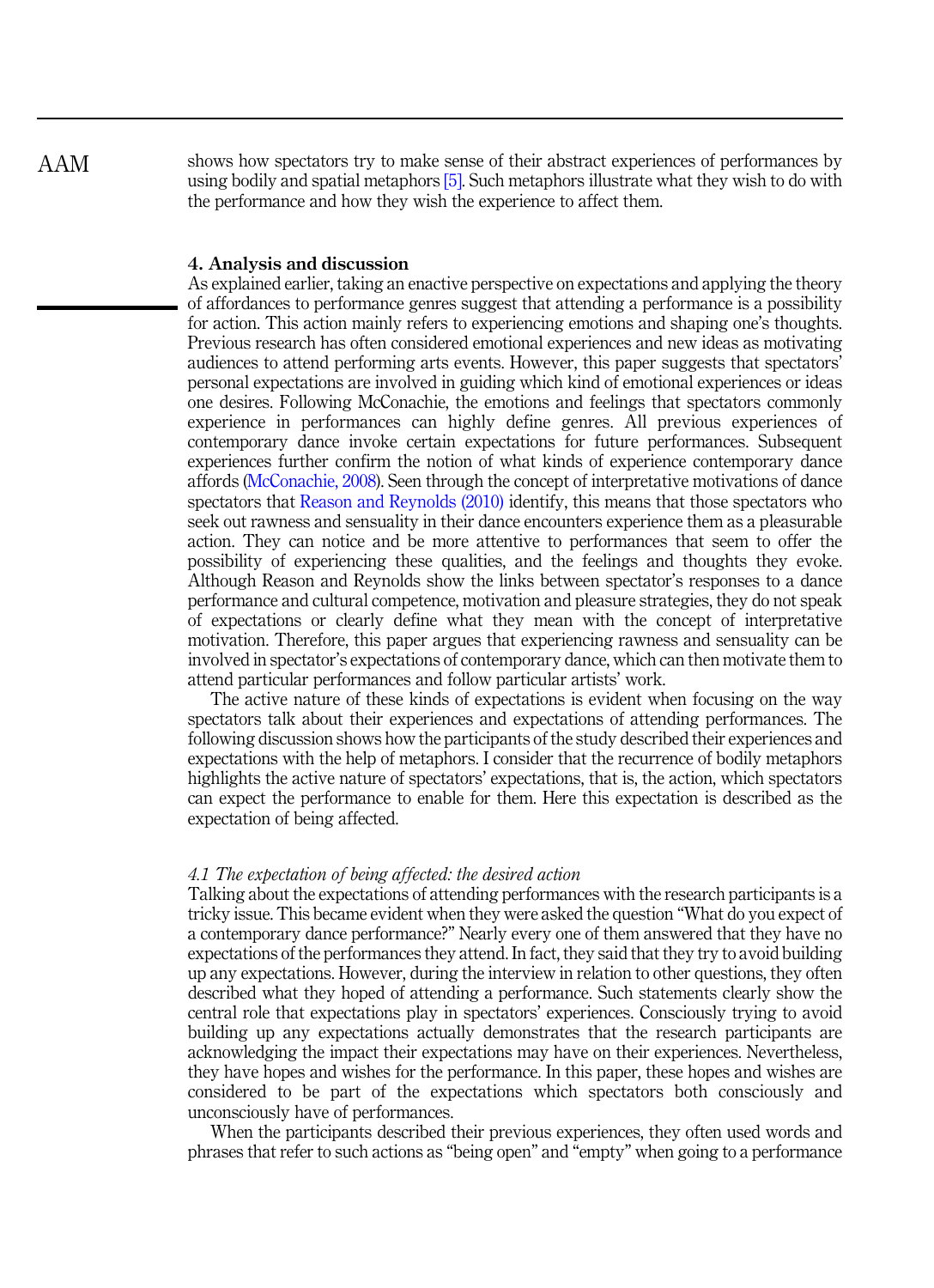shows how spectators try to make sense of their abstract experiences of performances by using bodily and spatial metaphors [5]. Such metaphors illustrate what they wish to do with the performance and how they wish the experience to affect them.

## 4. Analysis and discussion

As explained earlier, taking an enactive perspective on expectations and applying the theory of affordances to performance genres suggest that attending a performance is a possibility for action. This action mainly refers to experiencing emotions and shaping one's thoughts. Previous research has often considered emotional experiences and new ideas as motivating audiences to attend performing arts events. However, this paper suggests that spectators' personal expectations are involved in guiding which kind of emotional experiences or ideas one desires. Following McConachie, the emotions and feelings that spectators commonly experience in performances can highly define genres. All previous experiences of contemporary dance invoke certain expectations for future performances. Subsequent experiences further confirm the notion of what kinds of experience contemporary dance affords (McConachie, 2008). Seen through the concept of interpretative motivations of dance spectators that Reason and Reynolds (2010) identify, this means that those spectators who seek out rawness and sensuality in their dance encounters experience them as a pleasurable action. They can notice and be more attentive to performances that seem to offer the possibility of experiencing these qualities, and the feelings and thoughts they evoke. Although Reason and Reynolds show the links between spectator's responses to a dance performance and cultural competence, motivation and pleasure strategies, they do not speak of expectations or clearly define what they mean with the concept of interpretative motivation. Therefore, this paper argues that experiencing rawness and sensuality can be involved in spectator's expectations of contemporary dance, which can then motivate them to attend particular performances and follow particular artists' work.

The active nature of these kinds of expectations is evident when focusing on the way spectators talk about their experiences and expectations of attending performances. The following discussion shows how the participants of the study described their experiences and expectations with the help of metaphors. I consider that the recurrence of bodily metaphors highlights the active nature of spectators' expectations, that is, the action, which spectators can expect the performance to enable for them. Here this expectation is described as the expectation of being affected.

### *4.1 The expectation of being affected: the desired action*

Talking about the expectations of attending performances with the research participants is a tricky issue. This became evident when they were asked the question "What do you expect of a contemporary dance performance?" Nearly every one of them answered that they have no expectations of the performances they attend. In fact, they said that they try to avoid building up any expectations. However, during the interview in relation to other questions, they often described what they hoped of attending a performance. Such statements clearly show the central role that expectations play in spectators' experiences. Consciously trying to avoid building up any expectations actually demonstrates that the research participants are acknowledging the impact their expectations may have on their experiences. Nevertheless, they have hopes and wishes for the performance. In this paper, these hopes and wishes are considered to be part of the expectations which spectators both consciously and unconsciously have of performances.

When the participants described their previous experiences, they often used words and phrases that refer to such actions as "being open" and "empty" when going to a performance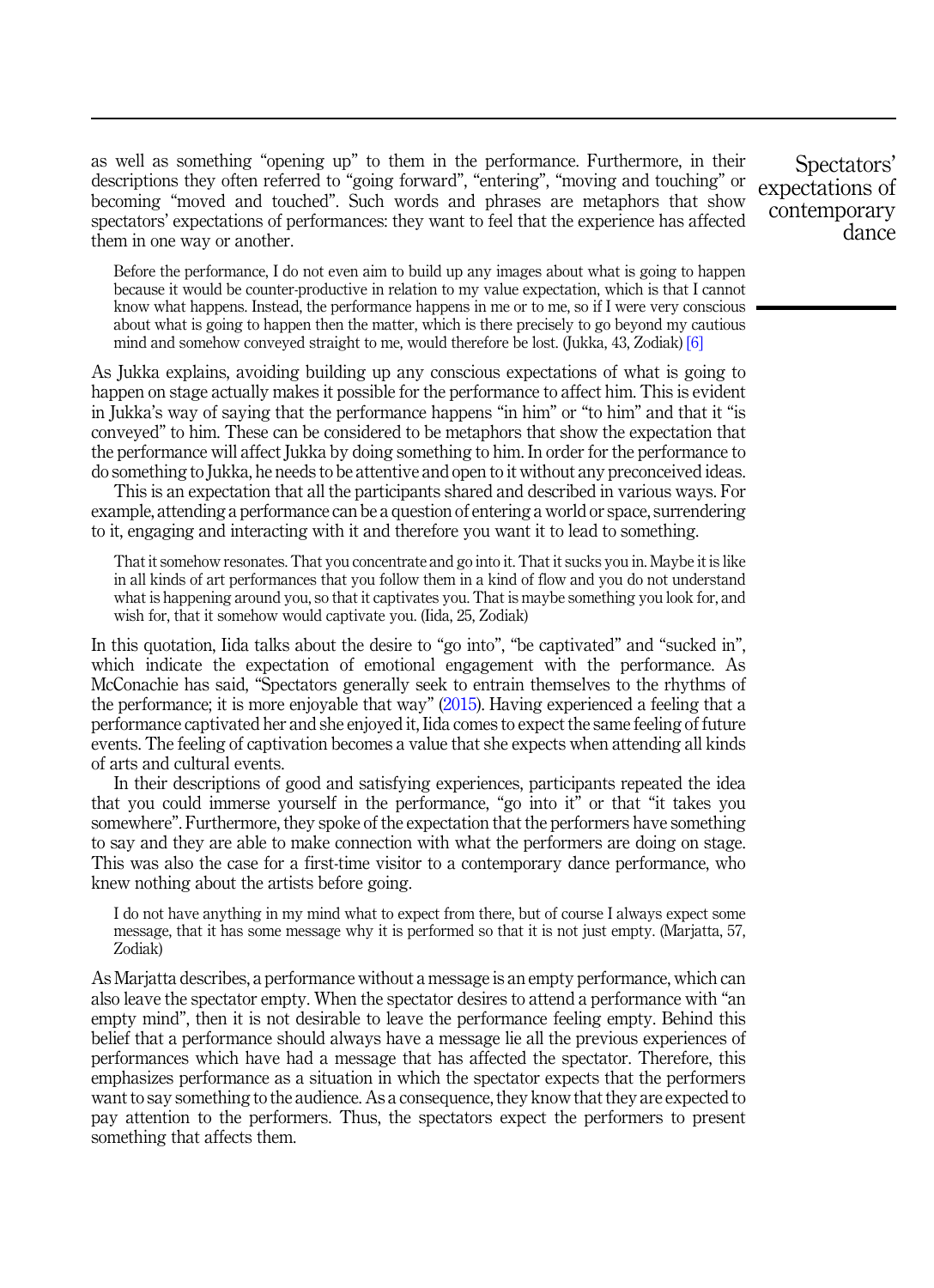as well as something "opening up" to them in the performance. Furthermore, in their descriptions they often referred to "going forward", "entering", "moving and touching" or becoming "moved and touched". Such words and phrases are metaphors that show spectators' expectations of performances: they want to feel that the experience has affected them in one way or another.

> Before the performance, I do not even aim to build up any images about what is going to happen because it would be counter-productive in relation to my value expectation, which is that I cannot know what happens. Instead, the performance happens in me or to me, so if I were very conscious about what is going to happen then the matter, which is there precisely to go beyond my cautious mind and somehow conveyed straight to me, would therefore be lost. (Jukka, 43, Zodiak) [6]

As Jukka explains, avoiding building up any conscious expectations of what is going to happen on stage actually makes it possible for the performance to affect him. This is evident in Jukka's way of saying that the performance happens "in him" or "to him" and that it "is conveyed" to him. These can be considered to be metaphors that show the expectation that the performance will affect Jukka by doing something to him. In order for the performance to do something to Jukka, he needs to be attentive and open to it without any preconceived ideas.

This is an expectation that all the participants shared and described in various ways. For example, attending a performance can be a question of entering a world or space, surrendering to it, engaging and interacting with it and therefore you want it to lead to something.

> That it somehow resonates. That you concentrate and go into it. That it sucks you in. Maybe it is like in all kinds of art performances that you follow them in a kind of flow and you do not understand what is happening around you, so that it captivates you. That is maybe something you look for, and wish for, that it somehow would captivate you. (Iida, 25, Zodiak)

In this quotation, Iida talks about the desire to "go into", "be captivated" and "sucked in", which indicate the expectation of emotional engagement with the performance. As McConachie has said, "Spectators generally seek to entrain themselves to the rhythms of the performance; it is more enjoyable that way" (2015). Having experienced a feeling that a performance captivated her and she enjoyed it, Iida comes to expect the same feeling of future events. The feeling of captivation becomes a value that she expects when attending all kinds of arts and cultural events.

In their descriptions of good and satisfying experiences, participants repeated the idea that you could immerse yourself in the performance, "go into it" or that "it takes you somewhere". Furthermore, they spoke of the expectation that the performers have something to say and they are able to make connection with what the performers are doing on stage. This was also the case for a first-time visitor to a contemporary dance performance, who knew nothing about the artists before going.

> I do not have anything in my mind what to expect from there, but of course I always expect some message, that it has some message why it is performed so that it is not just empty. (Marjatta, 57, Zodiak)

As Marjatta describes, a performance without a message is an empty performance, which can also leave the spectator empty. When the spectator desires to attend a performance with "an empty mind", then it is not desirable to leave the performance feeling empty. Behind this belief that a performance should always have a message lie all the previous experiences of performances which have had a message that has affected the spectator. Therefore, this emphasizes performance as a situation in which the spectator expects that the performers want to say something to the audience. As a consequence, they know that they are expected to pay attention to the performers. Thus, the spectators expect the performers to present something that affects them.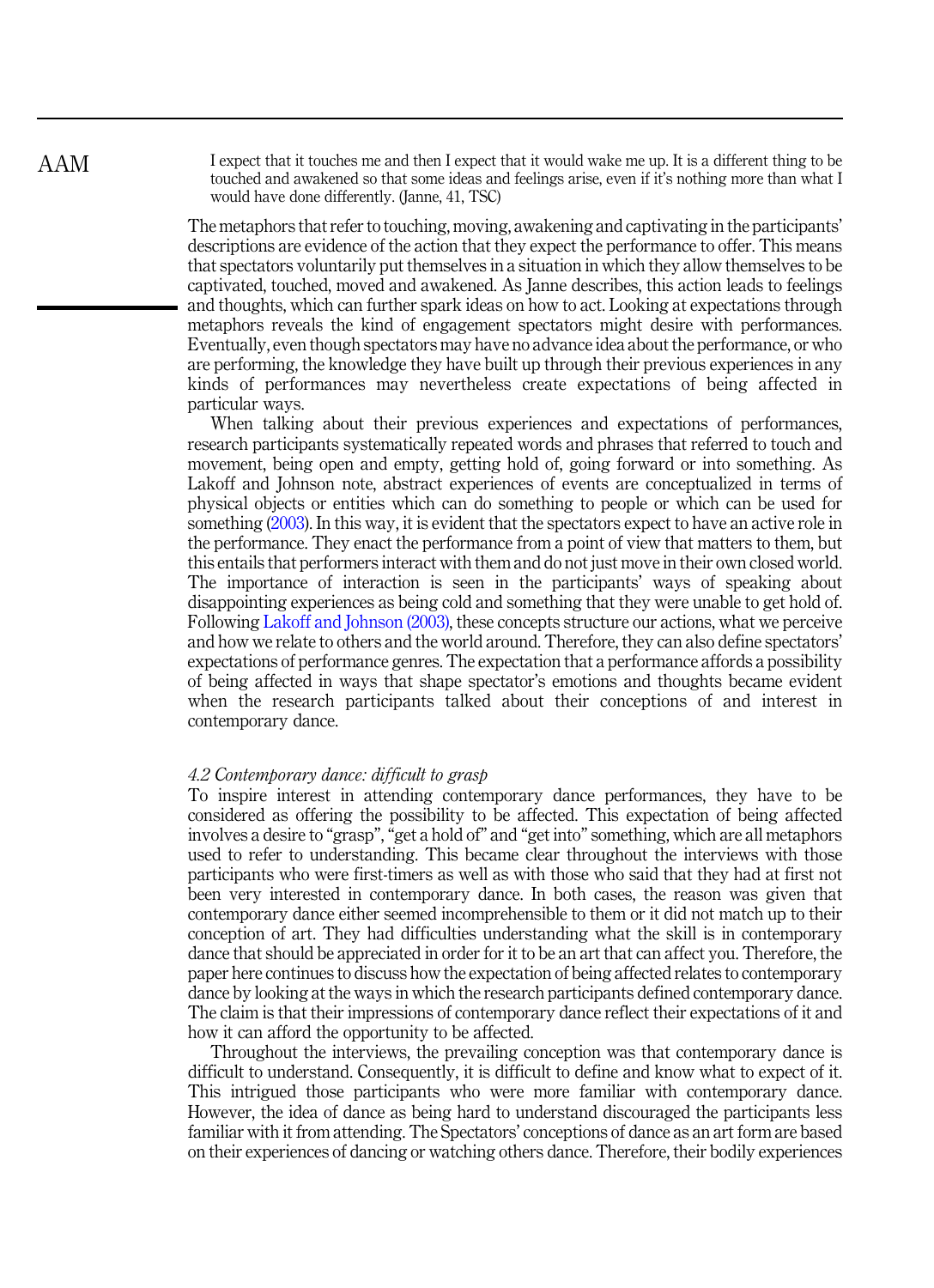> I expect that it touches me and then I expect that it would wake me up. It is a different thing to be touched and awakened so that some ideas and feelings arise, even if it's nothing more than what I would have done differently. (Janne, 41, TSC)

The metaphors that refer to touching, moving, awakening and captivating in the participants' descriptions are evidence of the action that they expect the performance to offer. This means that spectators voluntarily put themselves in a situation in which they allow themselves to be captivated, touched, moved and awakened. As Janne describes, this action leads to feelings and thoughts, which can further spark ideas on how to act. Looking at expectations through metaphors reveals the kind of engagement spectators might desire with performances. Eventually, even though spectators may have no advance idea about the performance, or who are performing, the knowledge they have built up through their previous experiences in any kinds of performances may nevertheless create expectations of being affected in particular ways.

When talking about their previous experiences and expectations of performances, research participants systematically repeated words and phrases that referred to touch and movement, being open and empty, getting hold of, going forward or into something. As Lakoff and Johnson note, abstract experiences of events are conceptualized in terms of physical objects or entities which can do something to people or which can be used for something (2003). In this way, it is evident that the spectators expect to have an active role in the performance. They enact the performance from a point of view that matters to them, but this entails that performers interact with them and do not just move in their own closed world. The importance of interaction is seen in the participants' ways of speaking about disappointing experiences as being cold and something that they were unable to get hold of. Following Lakoff and Johnson (2003), these concepts structure our actions, what we perceive and how we relate to others and the world around. Therefore, they can also define spectators' expectations of performance genres. The expectation that a performance affords a possibility of being affected in ways that shape spectator's emotions and thoughts became evident when the research participants talked about their conceptions of and interest in contemporary dance.

### *4.2 Contemporary dance: difficult to grasp*

To inspire interest in attending contemporary dance performances, they have to be considered as offering the possibility to be affected. This expectation of being affected involves a desire to "grasp", "get a hold of" and "get into" something, which are all metaphors used to refer to understanding. This became clear throughout the interviews with those participants who were first-timers as well as with those who said that they had at first not been very interested in contemporary dance. In both cases, the reason was given that contemporary dance either seemed incomprehensible to them or it did not match up to their conception of art. They had difficulties understanding what the skill is in contemporary dance that should be appreciated in order for it to be an art that can affect you. Therefore, the paper here continues to discuss how the expectation of being affected relates to contemporary dance by looking at the ways in which the research participants defined contemporary dance. The claim is that their impressions of contemporary dance reflect their expectations of it and how it can afford the opportunity to be affected.

Throughout the interviews, the prevailing conception was that contemporary dance is difficult to understand. Consequently, it is difficult to define and know what to expect of it. This intrigued those participants who were more familiar with contemporary dance. However, the idea of dance as being hard to understand discouraged the participants less familiar with it from attending. The Spectators' conceptions of dance as an art form are based on their experiences of dancing or watching others dance. Therefore, their bodily experiences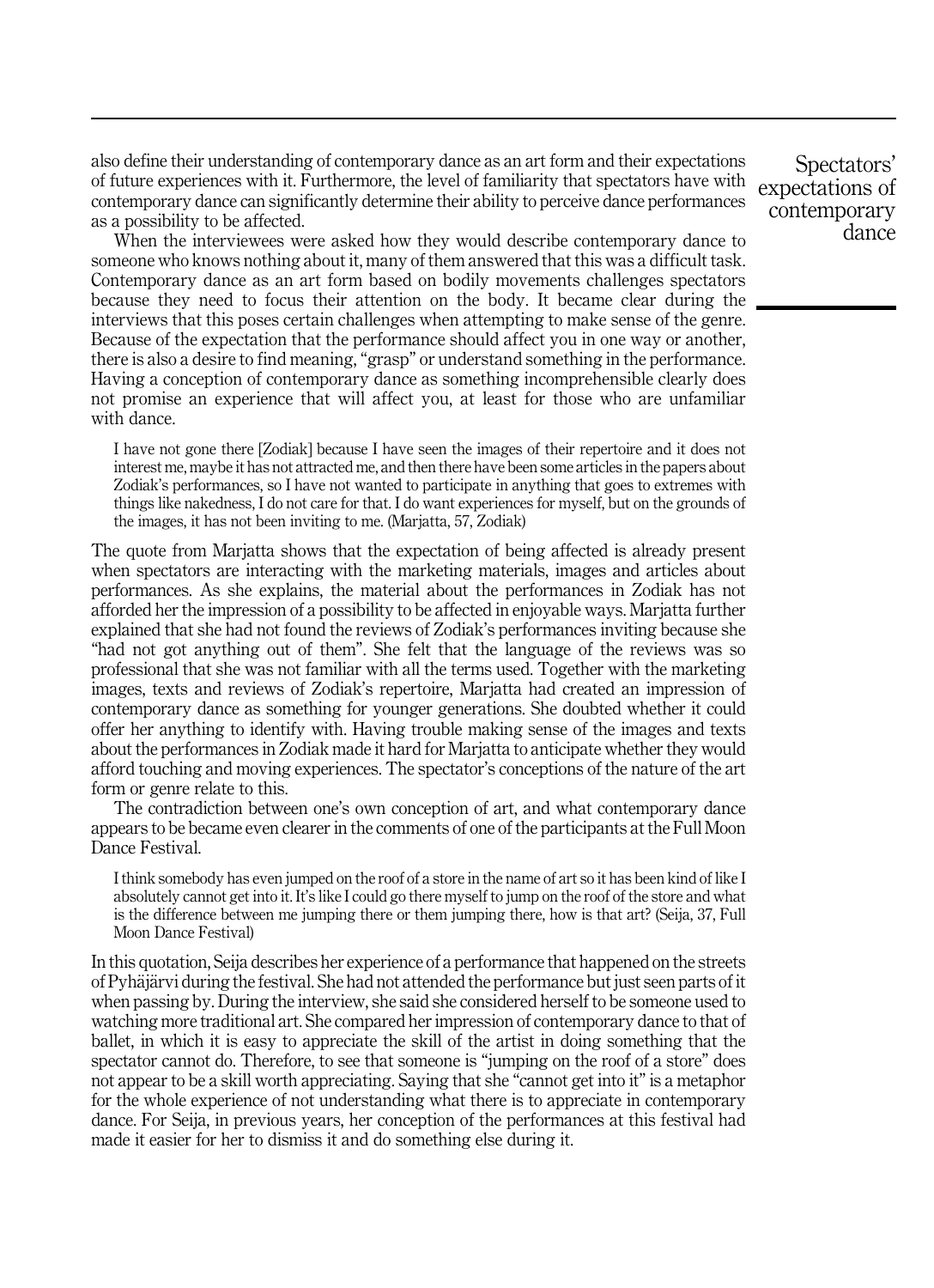also define their understanding of contemporary dance as an art form and their expectations of future experiences with it. Furthermore, the level of familiarity that spectators have with contemporary dance can significantly determine their ability to perceive dance performances as a possibility to be affected.

When the interviewees were asked how they would describe contemporary dance to someone who knows nothing about it, many of them answered that this was a difficult task. Contemporary dance as an art form based on bodily movements challenges spectators because they need to focus their attention on the body. It became clear during the interviews that this poses certain challenges when attempting to make sense of the genre. Because of the expectation that the performance should affect you in one way or another, there is also a desire to find meaning, "grasp" or understand something in the performance. Having a conception of contemporary dance as something incomprehensible clearly does not promise an experience that will affect you, at least for those who are unfamiliar with dance.

> I have not gone there [Zodiak] because I have seen the images of their repertoire and it does not interest me, maybe it has not attracted me, and then there have been some articles in the papers about Zodiak's performances, so I have not wanted to participate in anything that goes to extremes with things like nakedness, I do not care for that. I do want experiences for myself, but on the grounds of the images, it has not been inviting to me. (Marjatta, 57, Zodiak)

The quote from Marjatta shows that the expectation of being affected is already present when spectators are interacting with the marketing materials, images and articles about performances. As she explains, the material about the performances in Zodiak has not afforded her the impression of a possibility to be affected in enjoyable ways. Marjatta further explained that she had not found the reviews of Zodiak's performances inviting because she "had not got anything out of them". She felt that the language of the reviews was so professional that she was not familiar with all the terms used. Together with the marketing images, texts and reviews of Zodiak's repertoire, Marjatta had created an impression of contemporary dance as something for younger generations. She doubted whether it could offer her anything to identify with. Having trouble making sense of the images and texts about the performances in Zodiak made it hard for Marjatta to anticipate whether they would afford touching and moving experiences. The spectator's conceptions of the nature of the art form or genre relate to this.

The contradiction between one's own conception of art, and what contemporary dance appears to be became even clearer in the comments of one of the participants at the Full Moon Dance Festival.

> I think somebody has even jumped on the roof of a store in the name of art so it has been kind of like I absolutely cannot get into it. It's like I could go there myself to jump on the roof of the store and what is the difference between me jumping there or them jumping there, how is that art? (Seija, 37, Full Moon Dance Festival)

In this quotation, Seija describes her experience of a performance that happened on the streets of Pyhäjärvi during the festival. She had not attended the performance but just seen parts of it when passing by. During the interview, she said she considered herself to be someone used to watching more traditional art. She compared her impression of contemporary dance to that of ballet, in which it is easy to appreciate the skill of the artist in doing something that the spectator cannot do. Therefore, to see that someone is "jumping on the roof of a store" does not appear to be a skill worth appreciating. Saying that she "cannot get into it" is a metaphor for the whole experience of not understanding what there is to appreciate in contemporary dance. For Seija, in previous years, her conception of the performances at this festival had made it easier for her to dismiss it and do something else during it.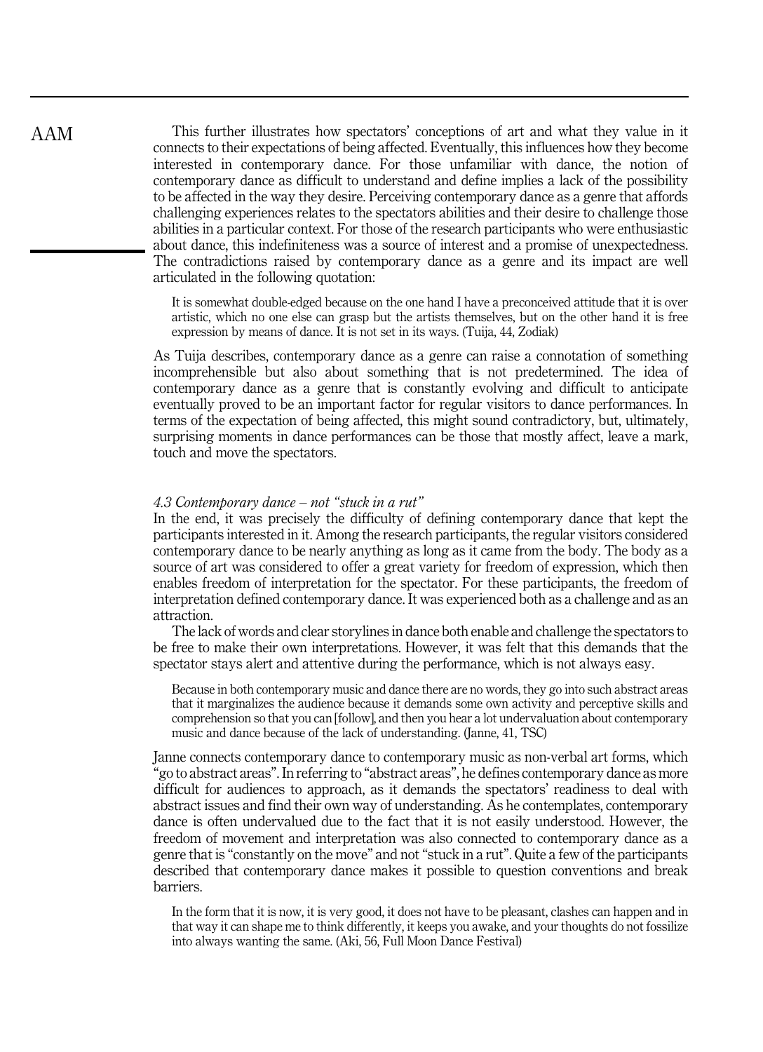This further illustrates how spectators' conceptions of art and what they value in it connects to their expectations of being affected. Eventually, this influences how they become interested in contemporary dance. For those unfamiliar with dance, the notion of contemporary dance as difficult to understand and define implies a lack of the possibility to be affected in the way they desire. Perceiving contemporary dance as a genre that affords challenging experiences relates to the spectators abilities and their desire to challenge those abilities in a particular context. For those of the research participants who were enthusiastic about dance, this indefiniteness was a source of interest and a promise of unexpectedness. The contradictions raised by contemporary dance as a genre and its impact are well articulated in the following quotation:

> It is somewhat double-edged because on the one hand I have a preconceived attitude that it is over artistic, which no one else can grasp but the artists themselves, but on the other hand it is free expression by means of dance. It is not set in its ways. (Tuija, 44, Zodiak)

As Tuija describes, contemporary dance as a genre can raise a connotation of something incomprehensible but also about something that is not predetermined. The idea of contemporary dance as a genre that is constantly evolving and difficult to anticipate eventually proved to be an important factor for regular visitors to dance performances. In terms of the expectation of being affected, this might sound contradictory, but, ultimately, surprising moments in dance performances can be those that mostly affect, leave a mark, touch and move the spectators.

### *4.3 Contemporary dance – not "stuck in a rut"*

In the end, it was precisely the difficulty of defining contemporary dance that kept the participants interested in it. Among the research participants, the regular visitors considered contemporary dance to be nearly anything as long as it came from the body. The body as a source of art was considered to offer a great variety for freedom of expression, which then enables freedom of interpretation for the spectator. For these participants, the freedom of interpretation defined contemporary dance. It was experienced both as a challenge and as an attraction.

The lack of words and clear storylines in dance both enable and challenge the spectators to be free to make their own interpretations. However, it was felt that this demands that the spectator stays alert and attentive during the performance, which is not always easy.

> Because in both contemporary music and dance there are no words, they go into such abstract areas that it marginalizes the audience because it demands some own activity and perceptive skills and comprehension so that you can [follow], and then you hear a lot undervaluation about contemporary music and dance because of the lack of understanding. (Janne, 41, TSC)

Janne connects contemporary dance to contemporary music as non-verbal art forms, which "go to abstract areas". In referring to "abstract areas", he defines contemporary dance as more difficult for audiences to approach, as it demands the spectators' readiness to deal with abstract issues and find their own way of understanding. As he contemplates, contemporary dance is often undervalued due to the fact that it is not easily understood. However, the freedom of movement and interpretation was also connected to contemporary dance as a genre that is "constantly on the move" and not "stuck in a rut". Quite a few of the participants described that contemporary dance makes it possible to question conventions and break barriers.

> In the form that it is now, it is very good, it does not have to be pleasant, clashes can happen and in that way it can shape me to think differently, it keeps you awake, and your thoughts do not fossilize into always wanting the same. (Aki, 56, Full Moon Dance Festival)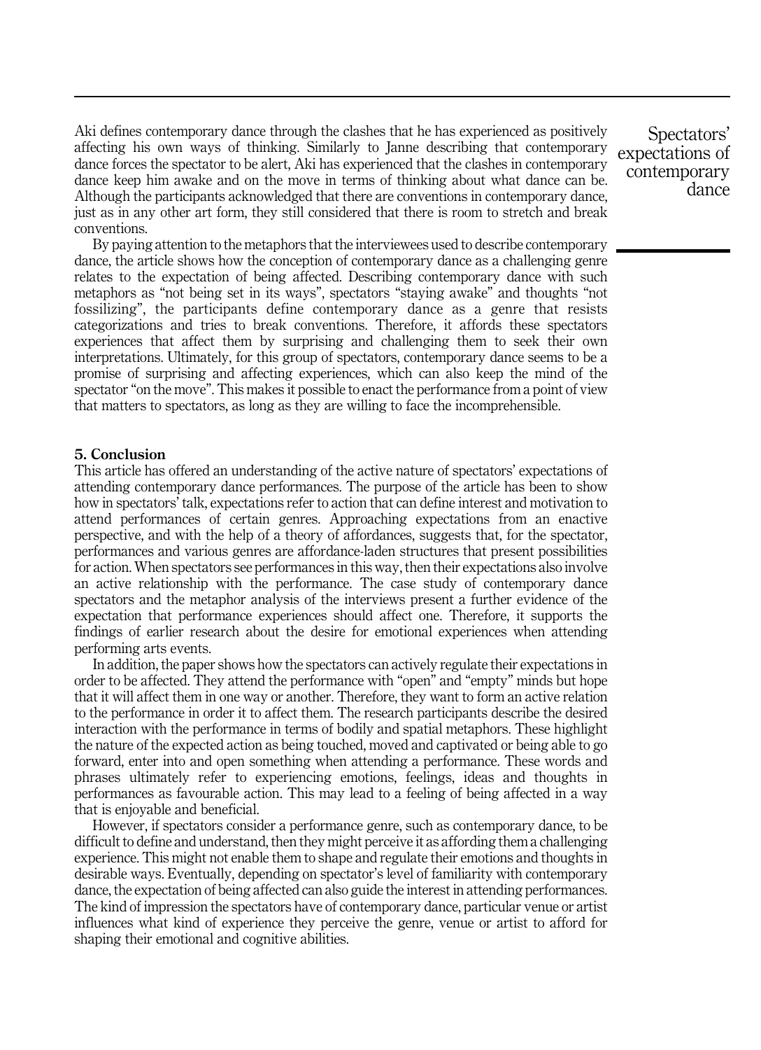Aki defines contemporary dance through the clashes that he has experienced as positively affecting his own ways of thinking. Similarly to Janne describing that contemporary dance forces the spectator to be alert, Aki has experienced that the clashes in contemporary dance keep him awake and on the move in terms of thinking about what dance can be. Although the participants acknowledged that there are conventions in contemporary dance, just as in any other art form, they still considered that there is room to stretch and break conventions.

By paying attention to the metaphors that the interviewees used to describe contemporary dance, the article shows how the conception of contemporary dance as a challenging genre relates to the expectation of being affected. Describing contemporary dance with such metaphors as "not being set in its ways", spectators "staying awake" and thoughts "not fossilizing", the participants define contemporary dance as a genre that resists categorizations and tries to break conventions. Therefore, it affords these spectators experiences that affect them by surprising and challenging them to seek their own interpretations. Ultimately, for this group of spectators, contemporary dance seems to be a promise of surprising and affecting experiences, which can also keep the mind of the spectator "on the move". This makes it possible to enact the performance from a point of view that matters to spectators, as long as they are willing to face the incomprehensible.

## 5. Conclusion

This article has offered an understanding of the active nature of spectators' expectations of attending contemporary dance performances. The purpose of the article has been to show how in spectators' talk, expectations refer to action that can define interest and motivation to attend performances of certain genres. Approaching expectations from an enactive perspective, and with the help of a theory of affordances, suggests that, for the spectator, performances and various genres are affordance-laden structures that present possibilities for action. When spectators see performances in this way, then their expectations also involve an active relationship with the performance. The case study of contemporary dance spectators and the metaphor analysis of the interviews present a further evidence of the expectation that performance experiences should affect one. Therefore, it supports the findings of earlier research about the desire for emotional experiences when attending performing arts events.

In addition, the paper shows how the spectators can actively regulate their expectations in order to be affected. They attend the performance with "open" and "empty" minds but hope that it will affect them in one way or another. Therefore, they want to form an active relation to the performance in order it to affect them. The research participants describe the desired interaction with the performance in terms of bodily and spatial metaphors. These highlight the nature of the expected action as being touched, moved and captivated or being able to go forward, enter into and open something when attending a performance. These words and phrases ultimately refer to experiencing emotions, feelings, ideas and thoughts in performances as favourable action. This may lead to a feeling of being affected in a way that is enjoyable and beneficial.

However, if spectators consider a performance genre, such as contemporary dance, to be difficult to define and understand, then they might perceive it as affording them a challenging experience. This might not enable them to shape and regulate their emotions and thoughts in desirable ways. Eventually, depending on spectator's level of familiarity with contemporary dance, the expectation of being affected can also guide the interest in attending performances. The kind of impression the spectators have of contemporary dance, particular venue or artist influences what kind of experience they perceive the genre, venue or artist to afford for shaping their emotional and cognitive abilities.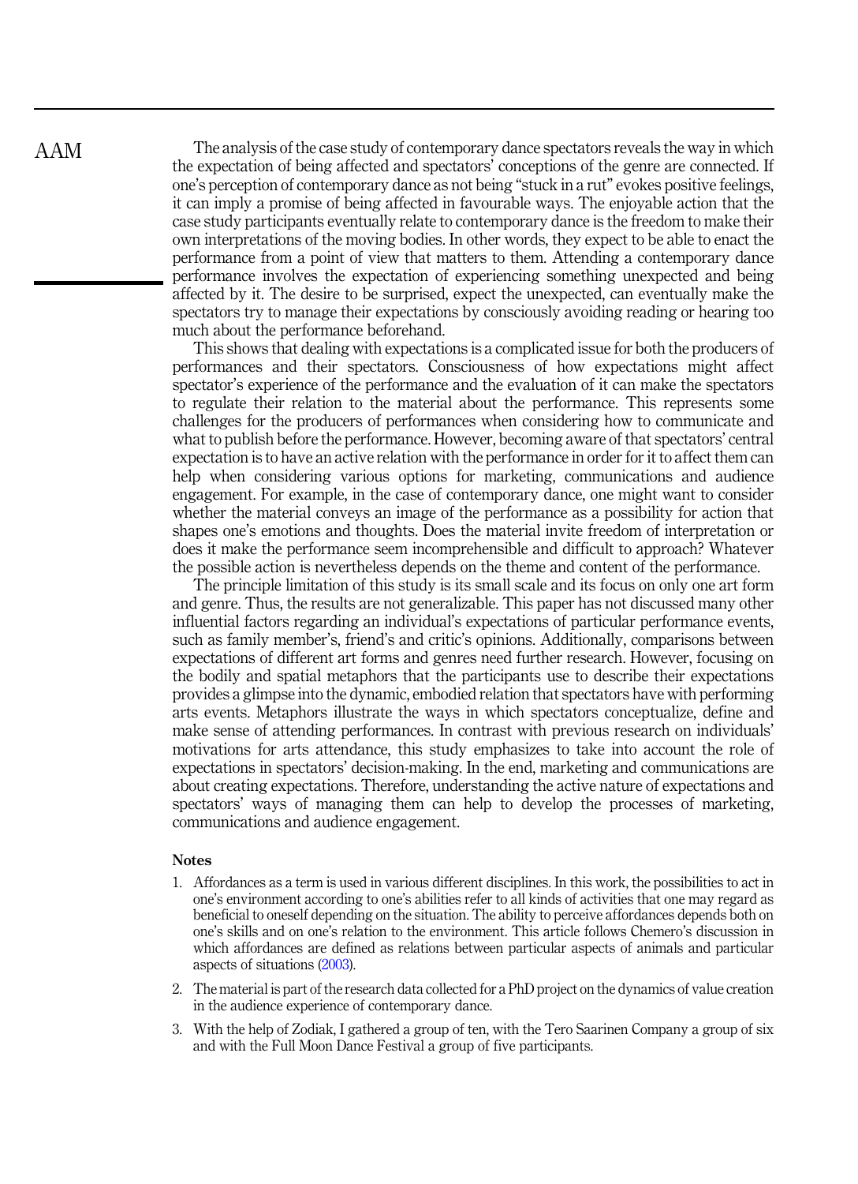The analysis of the case study of contemporary dance spectators reveals the way in which the expectation of being affected and spectators' conceptions of the genre are connected. If one's perception of contemporary dance as not being "stuck in a rut" evokes positive feelings, it can imply a promise of being affected in favourable ways. The enjoyable action that the case study participants eventually relate to contemporary dance is the freedom to make their own interpretations of the moving bodies. In other words, they expect to be able to enact the performance from a point of view that matters to them. Attending a contemporary dance performance involves the expectation of experiencing something unexpected and being affected by it. The desire to be surprised, expect the unexpected, can eventually make the spectators try to manage their expectations by consciously avoiding reading or hearing too much about the performance beforehand.

This shows that dealing with expectations is a complicated issue for both the producers of performances and their spectators. Consciousness of how expectations might affect spectator's experience of the performance and the evaluation of it can make the spectators to regulate their relation to the material about the performance. This represents some challenges for the producers of performances when considering how to communicate and what to publish before the performance. However, becoming aware of that spectators' central expectation is to have an active relation with the performance in order for it to affect them can help when considering various options for marketing, communications and audience engagement. For example, in the case of contemporary dance, one might want to consider whether the material conveys an image of the performance as a possibility for action that shapes one's emotions and thoughts. Does the material invite freedom of interpretation or does it make the performance seem incomprehensible and difficult to approach? Whatever the possible action is nevertheless depends on the theme and content of the performance.

The principle limitation of this study is its small scale and its focus on only one art form and genre. Thus, the results are not generalizable. This paper has not discussed many other influential factors regarding an individual's expectations of particular performance events, such as family member's, friend's and critic's opinions. Additionally, comparisons between expectations of different art forms and genres need further research. However, focusing on the bodily and spatial metaphors that the participants use to describe their expectations provides a glimpse into the dynamic, embodied relation that spectators have with performing arts events. Metaphors illustrate the ways in which spectators conceptualize, define and make sense of attending performances. In contrast with previous research on individuals' motivations for arts attendance, this study emphasizes to take into account the role of expectations in spectators' decision-making. In the end, marketing and communications are about creating expectations. Therefore, understanding the active nature of expectations and spectators' ways of managing them can help to develop the processes of marketing, communications and audience engagement.

### Notes

1. Affordances as a term is used in various different disciplines. In this work, the possibilities to act in one's environment according to one's abilities refer to all kinds of activities that one may regard as beneficial to oneself depending on the situation. The ability to perceive affordances depends both on one's skills and on one's relation to the environment. This article follows Chemero's discussion in which affordances are defined as relations between particular aspects of animals and particular aspects of situations (2003).
2. The material is part of the research data collected for a PhD project on the dynamics of value creation in the audience experience of contemporary dance.
3. With the help of Zodiak, I gathered a group of ten, with the Tero Saarinen Company a group of six and with the Full Moon Dance Festival a group of five participants.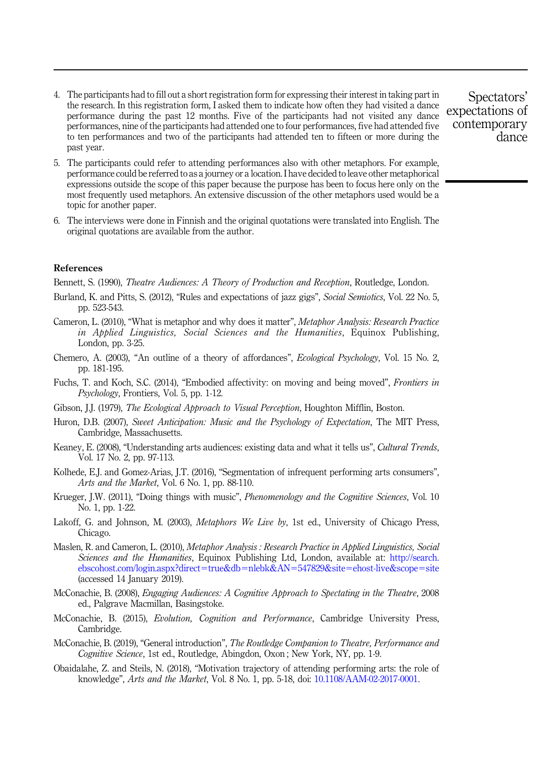4. The participants had to fill out a short registration form for expressing their interest in taking part in the research. In this registration form, I asked them to indicate how often they had visited a dance performance during the past 12 months. Five of the participants had not visited any dance performances, nine of the participants had attended one to four performances, five had attended five to ten performances and two of the participants had attended ten to fifteen or more during the past year.
5. The participants could refer to attending performances also with other metaphors. For example, performance could be referred to as a journey or a location. I have decided to leave other metaphorical expressions outside the scope of this paper because the purpose has been to focus here only on the most frequently used metaphors. An extensive discussion of the other metaphors used would be a topic for another paper.
6. The interviews were done in Finnish and the original quotations were translated into English. The original quotations are available from the author.

## References

Bennett, S. (1990), *Theatre Audiences: A Theory of Production and Reception*, Routledge, London.

Burland, K. and Pitts, S. (2012), "Rules and expectations of jazz gigs", *Social Semiotics*, Vol. 22 No. 5, pp. 523-543.

Cameron, L. (2010), "What is metaphor and why does it matter", *Metaphor Analysis: Research Practice in Applied Linguistics, Social Sciences and the Humanities*, Equinox Publishing, London, pp. 3-25.

Chemero, A. (2003), "An outline of a theory of affordances", *Ecological Psychology*, Vol. 15 No. 2, pp. 181-195.

Fuchs, T. and Koch, S.C. (2014), "Embodied affectivity: on moving and being moved", *Frontiers in Psychology*, Frontiers, Vol. 5, pp. 1-12.

Gibson, J.J. (1979), *The Ecological Approach to Visual Perception*, Houghton Mifflin, Boston.

Huron, D.B. (2007), *Sweet Anticipation: Music and the Psychology of Expectation*, The MIT Press, Cambridge, Massachusetts.

Keaney, E. (2008), "Understanding arts audiences: existing data and what it tells us", *Cultural Trends*, Vol. 17 No. 2, pp. 97-113.

Kolhede, E.J. and Gomez-Arias, J.T. (2016), "Segmentation of infrequent performing arts consumers", *Arts and the Market*, Vol. 6 No. 1, pp. 88-110.

Krueger, J.W. (2011), "Doing things with music", *Phenomenology and the Cognitive Sciences*, Vol. 10 No. 1, pp. 1-22.

Lakoff, G. and Johnson, M. (2003), *Metaphors We Live by*, 1st ed., University of Chicago Press, Chicago.

Maslen, R. and Cameron, L. (2010), *Metaphor Analysis : Research Practice in Applied Linguistics, Social Sciences and the Humanities*, Equinox Publishing Ltd, London, available at: http://search.ebscohost.com/login.aspx?direct=true&db=nlebk&AN=547829&site=ehost-live&scope=site (accessed 14 January 2019).

McConachie, B. (2008), *Engaging Audiences: A Cognitive Approach to Spectating in the Theatre*, 2008 ed., Palgrave Macmillan, Basingstoke.

McConachie, B. (2015), *Evolution, Cognition and Performance*, Cambridge University Press, Cambridge.

McConachie, B. (2019), "General introduction", *The Routledge Companion to Theatre, Performance and Cognitive Science*, 1st ed., Routledge, Abingdon, Oxon ; New York, NY, pp. 1-9.

Obaidalahe, Z. and Steils, N. (2018), "Motivation trajectory of attending performing arts: the role of knowledge", *Arts and the Market*, Vol. 8 No. 1, pp. 5-18, doi: 10.1108/AAM-02-2017-0001.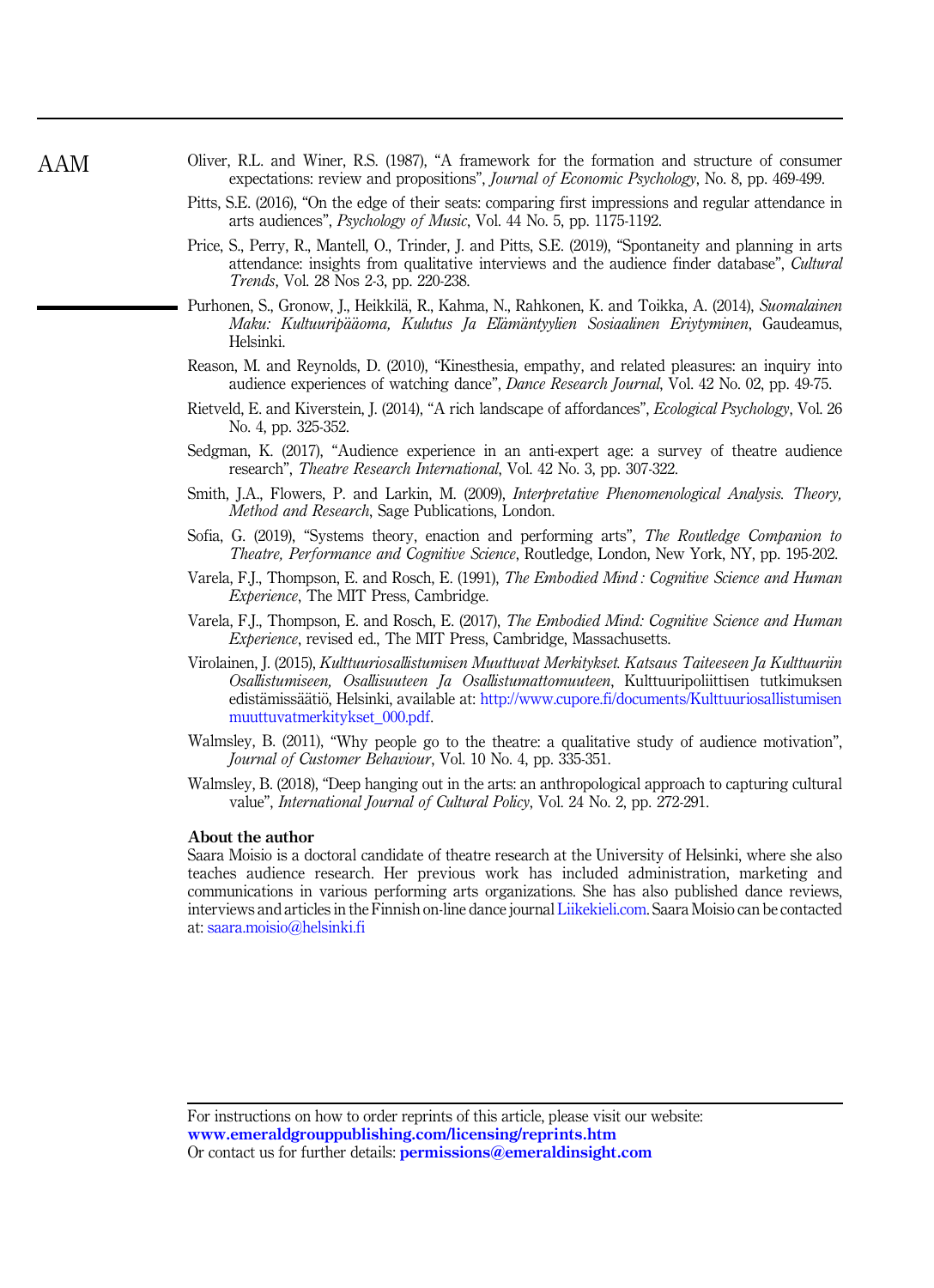Oliver, R.L. and Winer, R.S. (1987), "A framework for the formation and structure of consumer expectations: review and propositions", *Journal of Economic Psychology*, No. 8, pp. 469-499.

Pitts, S.E. (2016), "On the edge of their seats: comparing first impressions and regular attendance in arts audiences", *Psychology of Music*, Vol. 44 No. 5, pp. 1175-1192.

Price, S., Perry, R., Mantell, O., Trinder, J. and Pitts, S.E. (2019), "Spontaneity and planning in arts attendance: insights from qualitative interviews and the audience finder database", *Cultural Trends*, Vol. 28 Nos 2-3, pp. 220-238.

Purhonen, S., Gronow, J., Heikkilä, R., Kahma, N., Rahkonen, K. and Toikka, A. (2014), *Suomalainen Maku: Kultuuripääoma, Kulutus Ja Elämäntyylien Sosiaalinen Eriytyminen*, Gaudeamus, Helsinki.

Reason, M. and Reynolds, D. (2010), "Kinesthesia, empathy, and related pleasures: an inquiry into audience experiences of watching dance", *Dance Research Journal*, Vol. 42 No. 02, pp. 49-75.

Rietveld, E. and Kiverstein, J. (2014), "A rich landscape of affordances", *Ecological Psychology*, Vol. 26 No. 4, pp. 325-352.

Sedgman, K. (2017), "Audience experience in an anti-expert age: a survey of theatre audience research", *Theatre Research International*, Vol. 42 No. 3, pp. 307-322.

Smith, J.A., Flowers, P. and Larkin, M. (2009), *Interpretative Phenomenological Analysis. Theory, Method and Research*, Sage Publications, London.

Sofia, G. (2019), "Systems theory, enaction and performing arts", *The Routledge Companion to Theatre, Performance and Cognitive Science*, Routledge, London, New York, NY, pp. 195-202.

Varela, F.J., Thompson, E. and Rosch, E. (1991), *The Embodied Mind : Cognitive Science and Human Experience*, The MIT Press, Cambridge.

Varela, F.J., Thompson, E. and Rosch, E. (2017), *The Embodied Mind: Cognitive Science and Human Experience*, revised ed., The MIT Press, Cambridge, Massachusetts.

Virolainen, J. (2015), *Kulttuuriosallistumisen Muuttuvat Merkitykset. Katsaus Taiteeseen Ja Kulttuuriin Osallistumiseen, Osallisuuteen Ja Osallistumattomuuteen*, Kulttuuripoliittisen tutkimuksen edistämissäätiö, Helsinki, available at: http://www.cupore.fi/documents/Kulttuuriosallistumisenmuuttuvatmerkitykset_000.pdf.

Walmsley, B. (2011), "Why people go to the theatre: a qualitative study of audience motivation", *Journal of Customer Behaviour*, Vol. 10 No. 4, pp. 335-351.

Walmsley, B. (2018), "Deep hanging out in the arts: an anthropological approach to capturing cultural value", *International Journal of Cultural Policy*, Vol. 24 No. 2, pp. 272-291.

## About the author

Saara Moisio is a doctoral candidate of theatre research at the University of Helsinki, where she also teaches audience research. Her previous work has included administration, marketing and communications in various performing arts organizations. She has also published dance reviews, interviews and articles in the Finnish on-line dance journal Liikekieli.com. Saara Moisio can be contacted at: saara.moisio@helsinki.fi

For instructions on how to order reprints of this article, please visit our website:
**www.emeraldgrouppublishing.com/licensing/reprints.htm**
Or contact us for further details: **permissions@emeraldinsight.com**